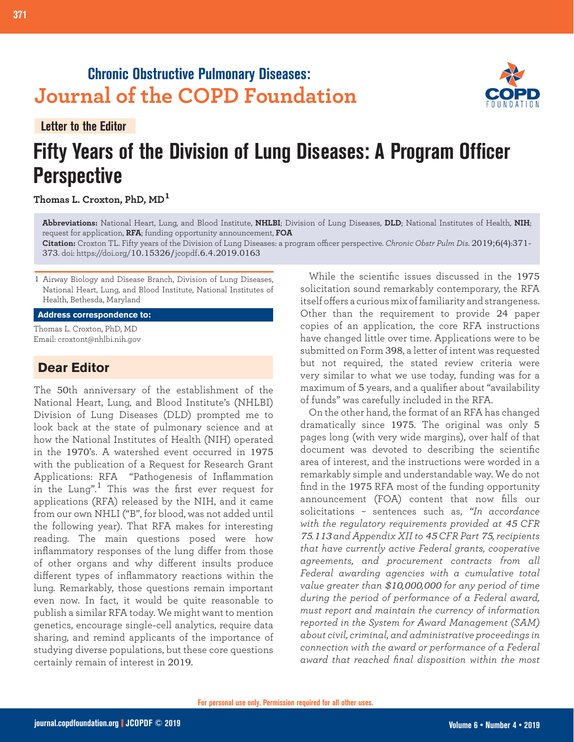# Chronic Obstructive Pulmonary Diseases: Journal of the COPD Foundation

**Letter to the Editor**

# Fifty Years of the Division of Lung Diseases: A Program Officer Perspective

**Thomas L. Croxton, PhD, MD[1]**

**Abbreviations:** National Heart, Lung, and Blood Institute, **NHLBI**; Division of Lung Diseases, **DLD**; National Institutes of Health, **NIH**; request for application, **RFA**; funding opportunity announcement, **FOA**

**Citation:** Croxton TL. Fifty years of the Division of Lung Diseases: a program officer perspective. *Chronic Obstr Pulm Dis.* 2019;6(4):371-373. doi: https://doi.org/10.15326/jcopdf.6.4.2019.0163

1 Airway Biology and Disease Branch, Division of Lung Diseases, National Heart, Lung, and Blood Institute, National Institutes of Health, Bethesda, Maryland

**Address correspondence to:**

Thomas L. Croxton, PhD, MD
Email: croxtont@nhlbi.nih.gov

## Dear Editor

The 50th anniversary of the establishment of the National Heart, Lung, and Blood Institute's (NHLBI) Division of Lung Diseases (DLD) prompted me to look back at the state of pulmonary science and at how the National Institutes of Health (NIH) operated in the 1970's. A watershed event occurred in 1975 with the publication of a Request for Research Grant Applications: RFA "Pathogenesis of Inflammation in the Lung".[1] This was the first ever request for applications (RFA) released by the NIH, and it came from our own NHLI ("B", for blood, was not added until the following year). That RFA makes for interesting reading. The main questions posed were how inflammatory responses of the lung differ from those of other organs and why different insults produce different types of inflammatory reactions within the lung. Remarkably, those questions remain important even now. In fact, it would be quite reasonable to publish a similar RFA today. We might want to mention genetics, encourage single-cell analytics, require data sharing, and remind applicants of the importance of studying diverse populations, but these core questions certainly remain of interest in 2019.

While the scientific issues discussed in the 1975 solicitation sound remarkably contemporary, the RFA itself offers a curious mix of familiarity and strangeness. Other than the requirement to provide 24 paper copies of an application, the core RFA instructions have changed little over time. Applications were to be submitted on Form 398, a letter of intent was requested but not required, the stated review criteria were very similar to what we use today, funding was for a maximum of 5 years, and a qualifier about "availability of funds" was carefully included in the RFA.

On the other hand, the format of an RFA has changed dramatically since 1975. The original was only 5 pages long (with very wide margins), over half of that document was devoted to describing the scientific area of interest, and the instructions were worded in a remarkably simple and understandable way. We do not find in the 1975 RFA most of the funding opportunity announcement (FOA) content that now fills our solicitations – sentences such as, *"In accordance with the regulatory requirements provided at 45 CFR 75.113 and Appendix XII to 45 CFR Part 75, recipients that have currently active Federal grants, cooperative agreements, and procurement contracts from all Federal awarding agencies with a cumulative total value greater than $10,000,000 for any period of time during the period of performance of a Federal award, must report and maintain the currency of information reported in the System for Award Management (SAM) about civil, criminal, and administrative proceedings in connection with the award or performance of a Federal award that reached final disposition within the most*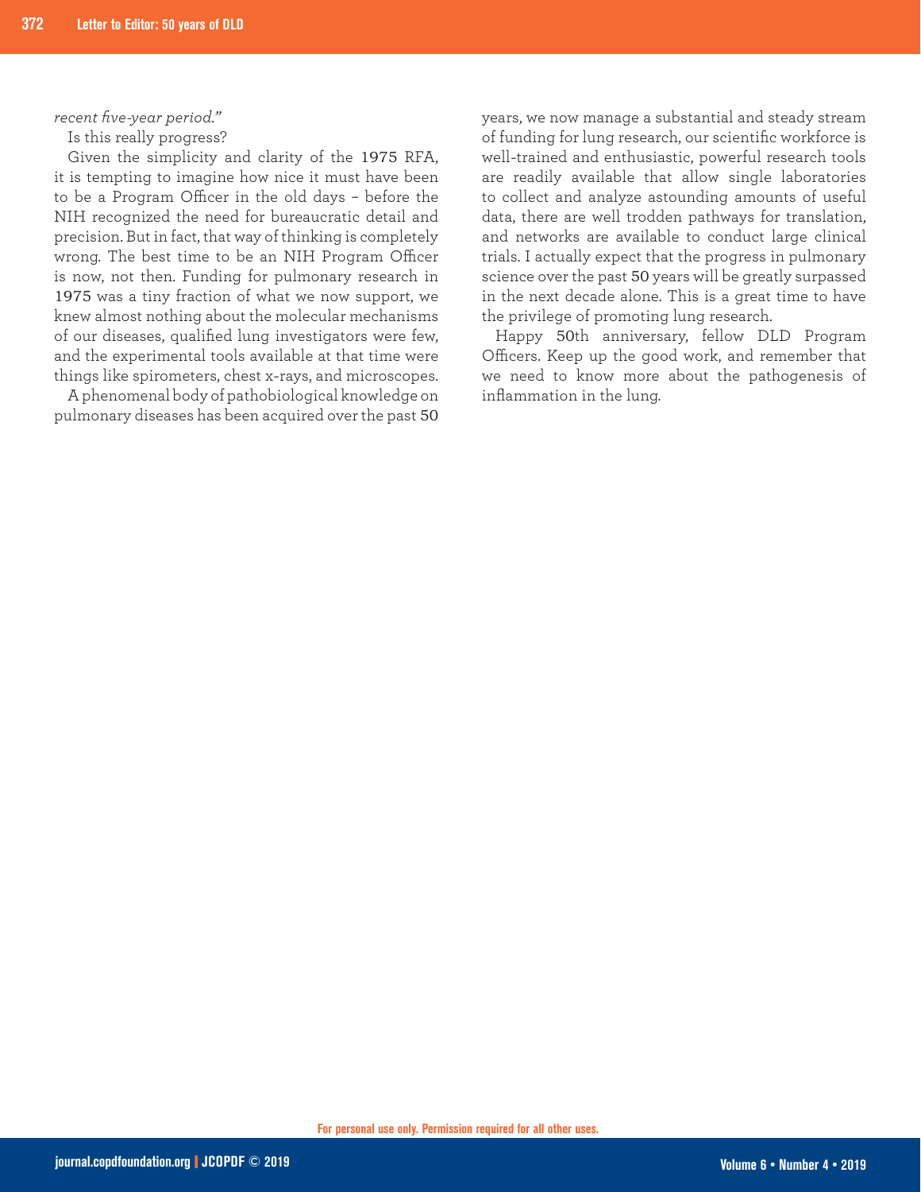*recent five-year period."*

Is this really progress?

Given the simplicity and clarity of the 1975 RFA, it is tempting to imagine how nice it must have been to be a Program Officer in the old days – before the NIH recognized the need for bureaucratic detail and precision. But in fact, that way of thinking is completely wrong. The best time to be an NIH Program Officer is now, not then. Funding for pulmonary research in 1975 was a tiny fraction of what we now support, we knew almost nothing about the molecular mechanisms of our diseases, qualified lung investigators were few, and the experimental tools available at that time were things like spirometers, chest x-rays, and microscopes.

A phenomenal body of pathobiological knowledge on pulmonary diseases has been acquired over the past 50 years, we now manage a substantial and steady stream of funding for lung research, our scientific workforce is well-trained and enthusiastic, powerful research tools are readily available that allow single laboratories to collect and analyze astounding amounts of useful data, there are well trodden pathways for translation, and networks are available to conduct large clinical trials. I actually expect that the progress in pulmonary science over the past 50 years will be greatly surpassed in the next decade alone. This is a great time to have the privilege of promoting lung research.

Happy 50th anniversary, fellow DLD Program Officers. Keep up the good work, and remember that we need to know more about the pathogenesis of inflammation in the lung.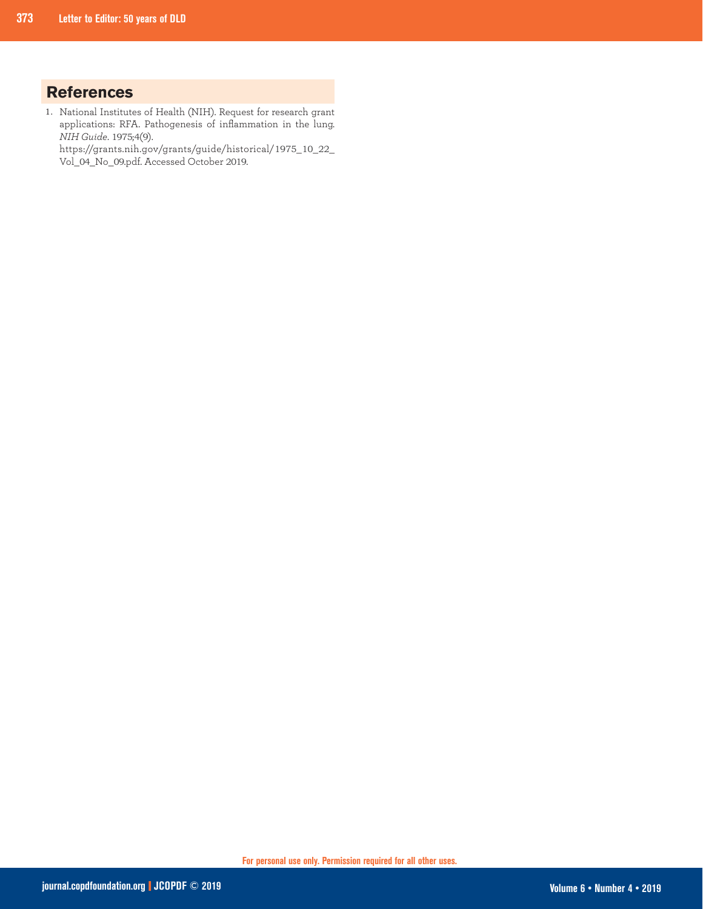## References

1. National Institutes of Health (NIH). Request for research grant applications: RFA. Pathogenesis of inflammation in the lung. *NIH Guide*. 1975;4(9).
https://grants.nih.gov/grants/guide/historical/1975_10_22_Vol_04_No_09.pdf. Accessed October 2019.